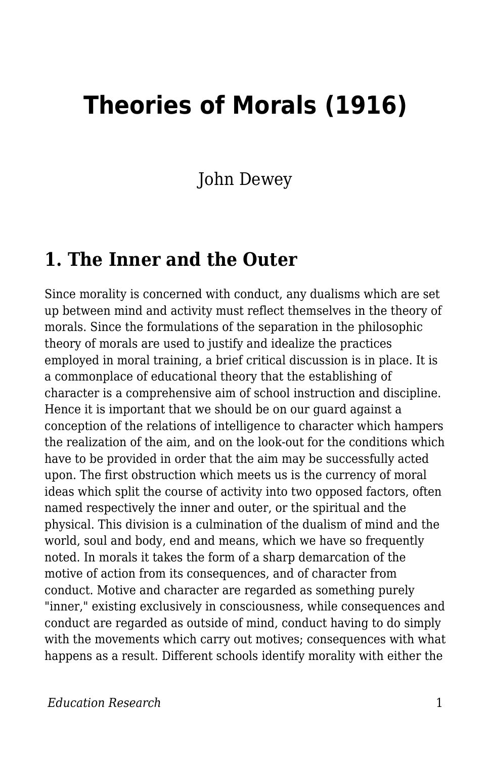# Theories of Morals (1916)

John Dewey

## 1. The Inner and the Outer

Since morality is concerned with conduct, any dualisms which are set up between mind and activity must reflect themselves in the theory of morals. Since the formulations of the separation in the philosophic theory of morals are used to justify and idealize the practices employed in moral training, a brief critical discussion is in place. It is a commonplace of educational theory that the establishing of character is a comprehensive aim of school instruction and discipline. Hence it is important that we should be on our guard against a conception of the relations of intelligence to character which hampers the realization of the aim, and on the look-out for the conditions which have to be provided in order that the aim may be successfully acted upon. The first obstruction which meets us is the currency of moral ideas which split the course of activity into two opposed factors, often named respectively the inner and outer, or the spiritual and the physical. This division is a culmination of the dualism of mind and the world, soul and body, end and means, which we have so frequently noted. In morals it takes the form of a sharp demarcation of the motive of action from its consequences, and of character from conduct. Motive and character are regarded as something purely "inner," existing exclusively in consciousness, while consequences and conduct are regarded as outside of mind, conduct having to do simply with the movements which carry out motives; consequences with what happens as a result. Different schools identify morality with either the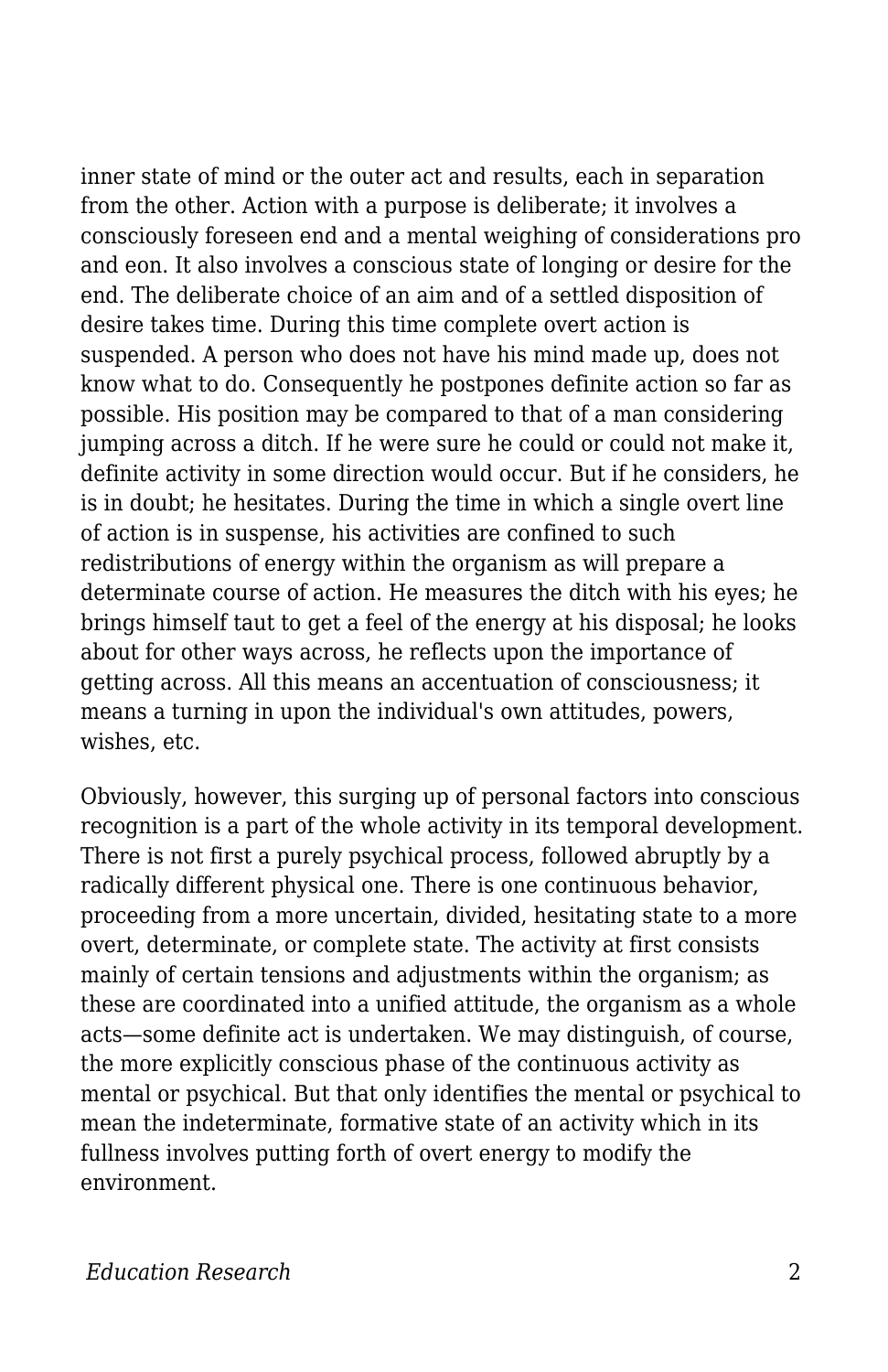inner state of mind or the outer act and results, each in separation from the other. Action with a purpose is deliberate; it involves a consciously foreseen end and a mental weighing of considerations pro and eon. It also involves a conscious state of longing or desire for the end. The deliberate choice of an aim and of a settled disposition of desire takes time. During this time complete overt action is suspended. A person who does not have his mind made up, does not know what to do. Consequently he postpones definite action so far as possible. His position may be compared to that of a man considering jumping across a ditch. If he were sure he could or could not make it, definite activity in some direction would occur. But if he considers, he is in doubt; he hesitates. During the time in which a single overt line of action is in suspense, his activities are confined to such redistributions of energy within the organism as will prepare a determinate course of action. He measures the ditch with his eyes; he brings himself taut to get a feel of the energy at his disposal; he looks about for other ways across, he reflects upon the importance of getting across. All this means an accentuation of consciousness; it means a turning in upon the individual's own attitudes, powers, wishes, etc.

Obviously, however, this surging up of personal factors into conscious recognition is a part of the whole activity in its temporal development. There is not first a purely psychical process, followed abruptly by a radically different physical one. There is one continuous behavior, proceeding from a more uncertain, divided, hesitating state to a more overt, determinate, or complete state. The activity at first consists mainly of certain tensions and adjustments within the organism; as these are coordinated into a unified attitude, the organism as a whole acts—some definite act is undertaken. We may distinguish, of course, the more explicitly conscious phase of the continuous activity as mental or psychical. But that only identifies the mental or psychical to mean the indeterminate, formative state of an activity which in its fullness involves putting forth of overt energy to modify the environment.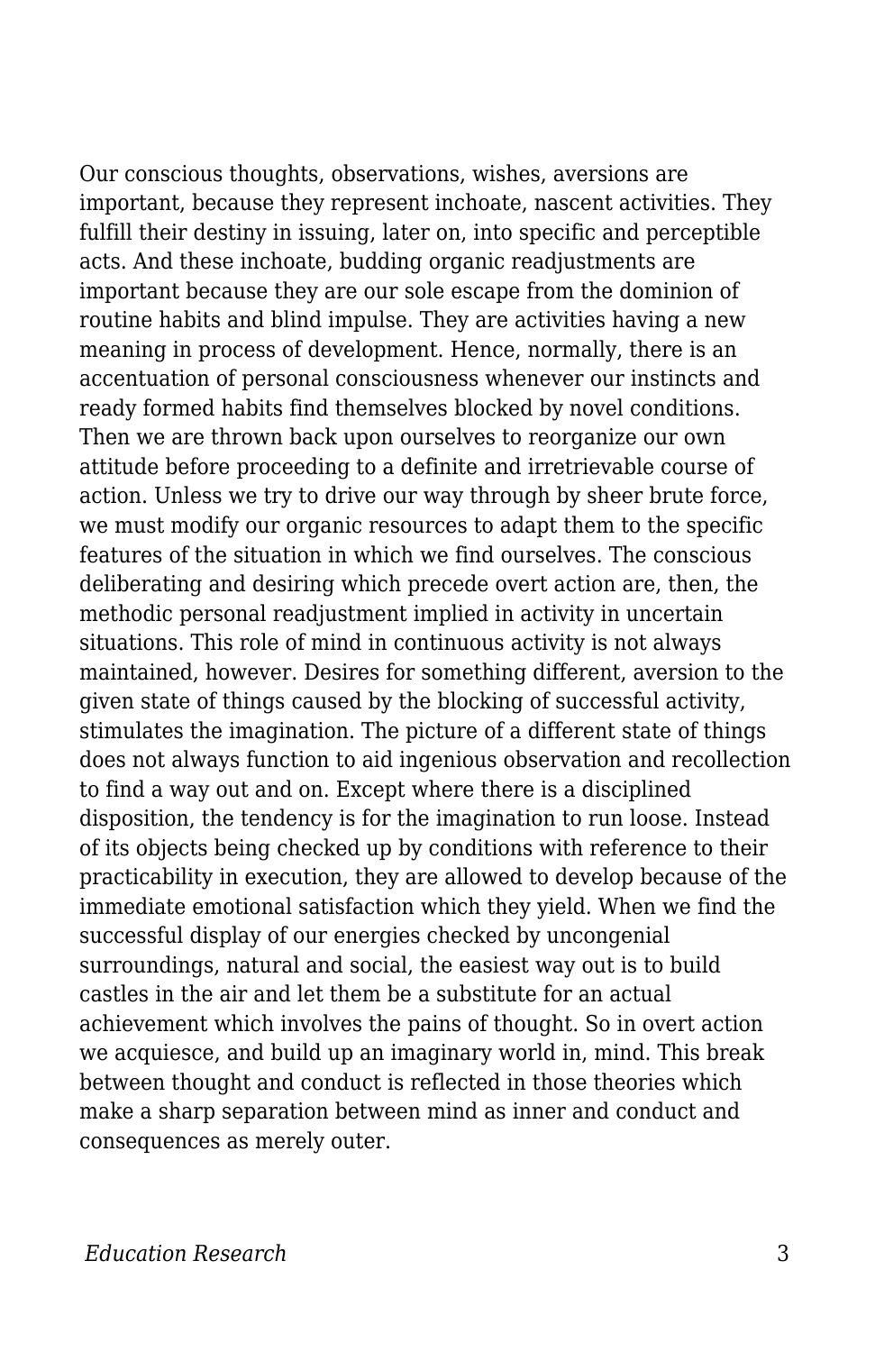Our conscious thoughts, observations, wishes, aversions are important, because they represent inchoate, nascent activities. They fulfill their destiny in issuing, later on, into specific and perceptible acts. And these inchoate, budding organic readjustments are important because they are our sole escape from the dominion of routine habits and blind impulse. They are activities having a new meaning in process of development. Hence, normally, there is an accentuation of personal consciousness whenever our instincts and ready formed habits find themselves blocked by novel conditions. Then we are thrown back upon ourselves to reorganize our own attitude before proceeding to a definite and irretrievable course of action. Unless we try to drive our way through by sheer brute force, we must modify our organic resources to adapt them to the specific features of the situation in which we find ourselves. The conscious deliberating and desiring which precede overt action are, then, the methodic personal readjustment implied in activity in uncertain situations. This role of mind in continuous activity is not always maintained, however. Desires for something different, aversion to the given state of things caused by the blocking of successful activity, stimulates the imagination. The picture of a different state of things does not always function to aid ingenious observation and recollection to find a way out and on. Except where there is a disciplined disposition, the tendency is for the imagination to run loose. Instead of its objects being checked up by conditions with reference to their practicability in execution, they are allowed to develop because of the immediate emotional satisfaction which they yield. When we find the successful display of our energies checked by uncongenial surroundings, natural and social, the easiest way out is to build castles in the air and let them be a substitute for an actual achievement which involves the pains of thought. So in overt action we acquiesce, and build up an imaginary world in, mind. This break between thought and conduct is reflected in those theories which make a sharp separation between mind as inner and conduct and consequences as merely outer.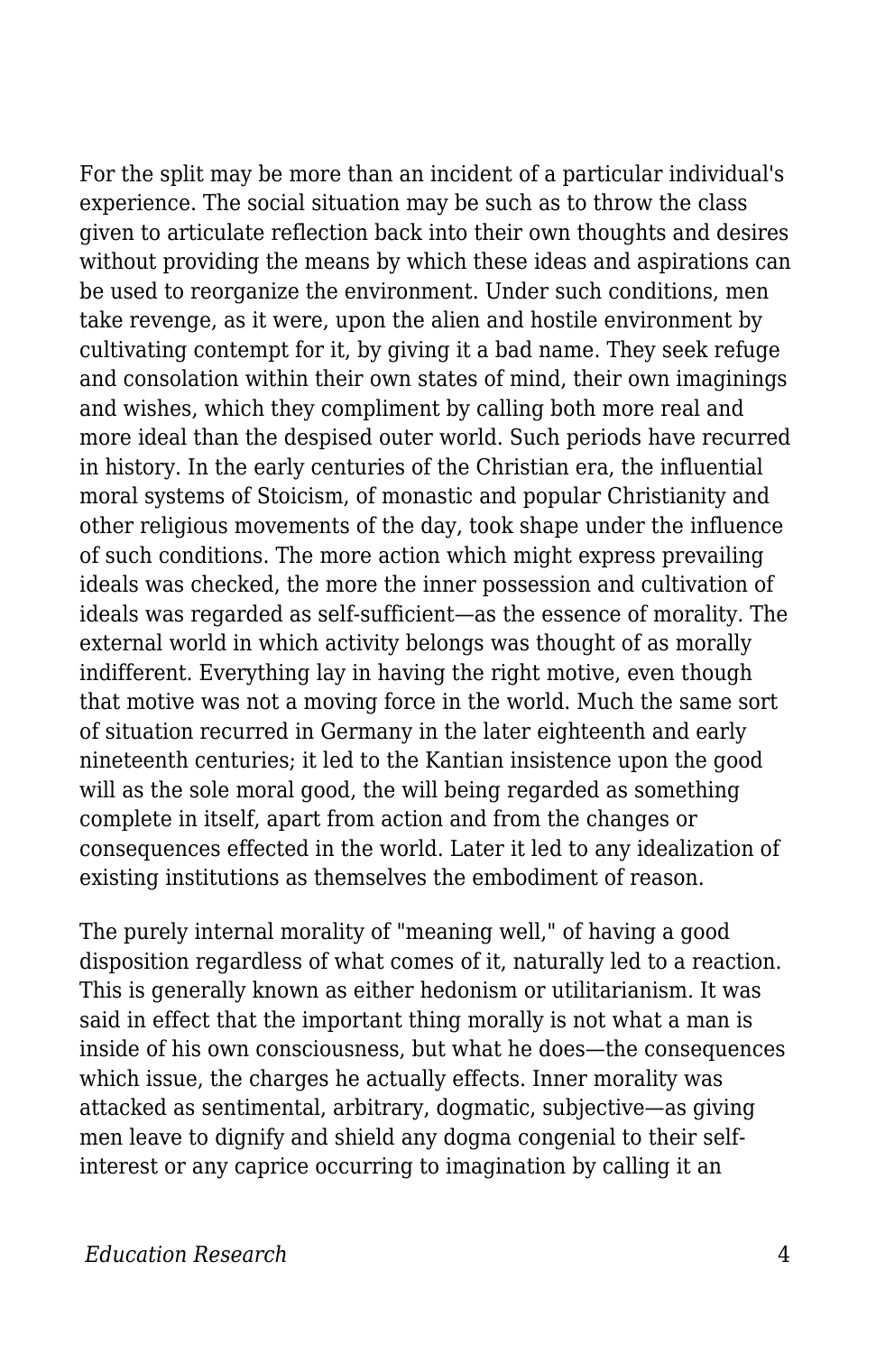For the split may be more than an incident of a particular individual's experience. The social situation may be such as to throw the class given to articulate reflection back into their own thoughts and desires without providing the means by which these ideas and aspirations can be used to reorganize the environment. Under such conditions, men take revenge, as it were, upon the alien and hostile environment by cultivating contempt for it, by giving it a bad name. They seek refuge and consolation within their own states of mind, their own imaginings and wishes, which they compliment by calling both more real and more ideal than the despised outer world. Such periods have recurred in history. In the early centuries of the Christian era, the influential moral systems of Stoicism, of monastic and popular Christianity and other religious movements of the day, took shape under the influence of such conditions. The more action which might express prevailing ideals was checked, the more the inner possession and cultivation of ideals was regarded as self-sufficient—as the essence of morality. The external world in which activity belongs was thought of as morally indifferent. Everything lay in having the right motive, even though that motive was not a moving force in the world. Much the same sort of situation recurred in Germany in the later eighteenth and early nineteenth centuries; it led to the Kantian insistence upon the good will as the sole moral good, the will being regarded as something complete in itself, apart from action and from the changes or consequences effected in the world. Later it led to any idealization of existing institutions as themselves the embodiment of reason.

The purely internal morality of "meaning well," of having a good disposition regardless of what comes of it, naturally led to a reaction. This is generally known as either hedonism or utilitarianism. It was said in effect that the important thing morally is not what a man is inside of his own consciousness, but what he does—the consequences which issue, the charges he actually effects. Inner morality was attacked as sentimental, arbitrary, dogmatic, subjective—as giving men leave to dignify and shield any dogma congenial to their self-interest or any caprice occurring to imagination by calling it an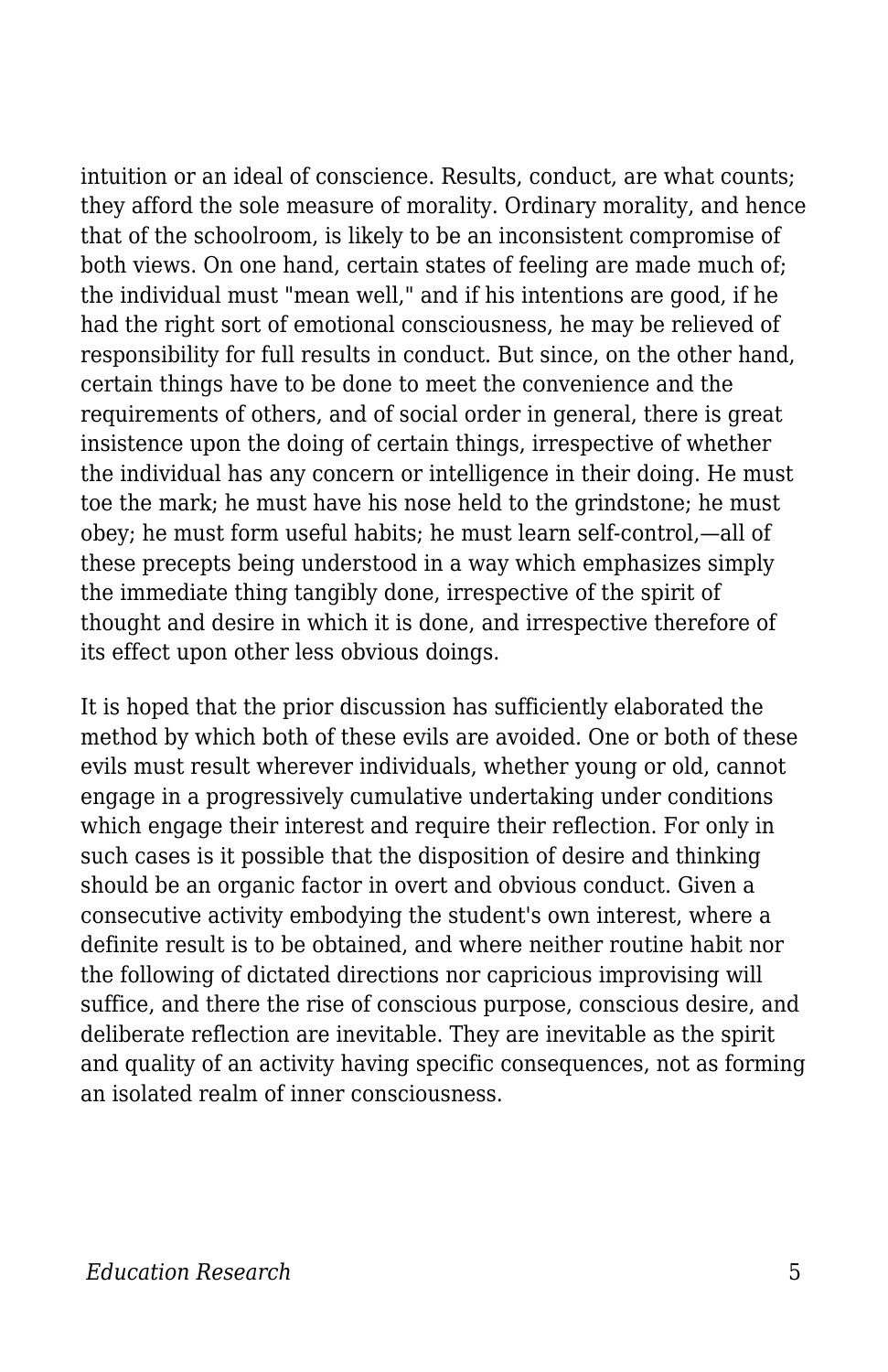intuition or an ideal of conscience. Results, conduct, are what counts; they afford the sole measure of morality. Ordinary morality, and hence that of the schoolroom, is likely to be an inconsistent compromise of both views. On one hand, certain states of feeling are made much of; the individual must "mean well," and if his intentions are good, if he had the right sort of emotional consciousness, he may be relieved of responsibility for full results in conduct. But since, on the other hand, certain things have to be done to meet the convenience and the requirements of others, and of social order in general, there is great insistence upon the doing of certain things, irrespective of whether the individual has any concern or intelligence in their doing. He must toe the mark; he must have his nose held to the grindstone; he must obey; he must form useful habits; he must learn self-control,—all of these precepts being understood in a way which emphasizes simply the immediate thing tangibly done, irrespective of the spirit of thought and desire in which it is done, and irrespective therefore of its effect upon other less obvious doings.

It is hoped that the prior discussion has sufficiently elaborated the method by which both of these evils are avoided. One or both of these evils must result wherever individuals, whether young or old, cannot engage in a progressively cumulative undertaking under conditions which engage their interest and require their reflection. For only in such cases is it possible that the disposition of desire and thinking should be an organic factor in overt and obvious conduct. Given a consecutive activity embodying the student's own interest, where a definite result is to be obtained, and where neither routine habit nor the following of dictated directions nor capricious improvising will suffice, and there the rise of conscious purpose, conscious desire, and deliberate reflection are inevitable. They are inevitable as the spirit and quality of an activity having specific consequences, not as forming an isolated realm of inner consciousness.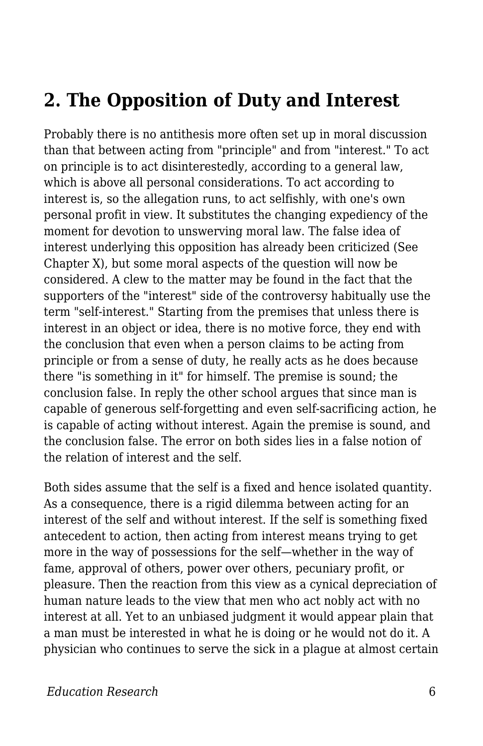## 2. The Opposition of Duty and Interest

Probably there is no antithesis more often set up in moral discussion than that between acting from "principle" and from "interest." To act on principle is to act disinterestedly, according to a general law, which is above all personal considerations. To act according to interest is, so the allegation runs, to act selfishly, with one's own personal profit in view. It substitutes the changing expediency of the moment for devotion to unswerving moral law. The false idea of interest underlying this opposition has already been criticized (See Chapter X), but some moral aspects of the question will now be considered. A clew to the matter may be found in the fact that the supporters of the "interest" side of the controversy habitually use the term "self-interest." Starting from the premises that unless there is interest in an object or idea, there is no motive force, they end with the conclusion that even when a person claims to be acting from principle or from a sense of duty, he really acts as he does because there "is something in it" for himself. The premise is sound; the conclusion false. In reply the other school argues that since man is capable of generous self-forgetting and even self-sacrificing action, he is capable of acting without interest. Again the premise is sound, and the conclusion false. The error on both sides lies in a false notion of the relation of interest and the self.

Both sides assume that the self is a fixed and hence isolated quantity. As a consequence, there is a rigid dilemma between acting for an interest of the self and without interest. If the self is something fixed antecedent to action, then acting from interest means trying to get more in the way of possessions for the self—whether in the way of fame, approval of others, power over others, pecuniary profit, or pleasure. Then the reaction from this view as a cynical depreciation of human nature leads to the view that men who act nobly act with no interest at all. Yet to an unbiased judgment it would appear plain that a man must be interested in what he is doing or he would not do it. A physician who continues to serve the sick in a plague at almost certain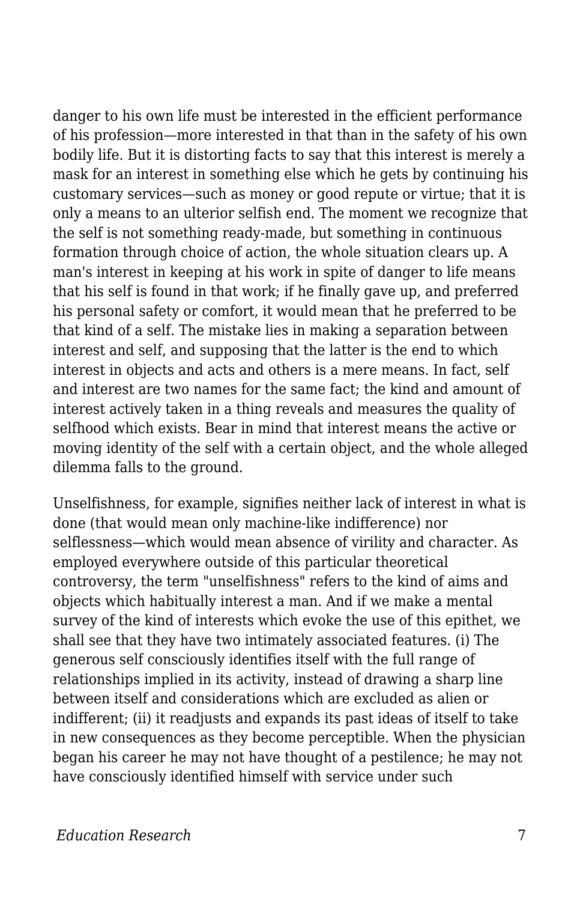danger to his own life must be interested in the efficient performance of his profession—more interested in that than in the safety of his own bodily life. But it is distorting facts to say that this interest is merely a mask for an interest in something else which he gets by continuing his customary services—such as money or good repute or virtue; that it is only a means to an ulterior selfish end. The moment we recognize that the self is not something ready-made, but something in continuous formation through choice of action, the whole situation clears up. A man's interest in keeping at his work in spite of danger to life means that his self is found in that work; if he finally gave up, and preferred his personal safety or comfort, it would mean that he preferred to be that kind of a self. The mistake lies in making a separation between interest and self, and supposing that the latter is the end to which interest in objects and acts and others is a mere means. In fact, self and interest are two names for the same fact; the kind and amount of interest actively taken in a thing reveals and measures the quality of selfhood which exists. Bear in mind that interest means the active or moving identity of the self with a certain object, and the whole alleged dilemma falls to the ground.

Unselfishness, for example, signifies neither lack of interest in what is done (that would mean only machine-like indifference) nor selflessness—which would mean absence of virility and character. As employed everywhere outside of this particular theoretical controversy, the term "unselfishness" refers to the kind of aims and objects which habitually interest a man. And if we make a mental survey of the kind of interests which evoke the use of this epithet, we shall see that they have two intimately associated features. (i) The generous self consciously identifies itself with the full range of relationships implied in its activity, instead of drawing a sharp line between itself and considerations which are excluded as alien or indifferent; (ii) it readjusts and expands its past ideas of itself to take in new consequences as they become perceptible. When the physician began his career he may not have thought of a pestilence; he may not have consciously identified himself with service under such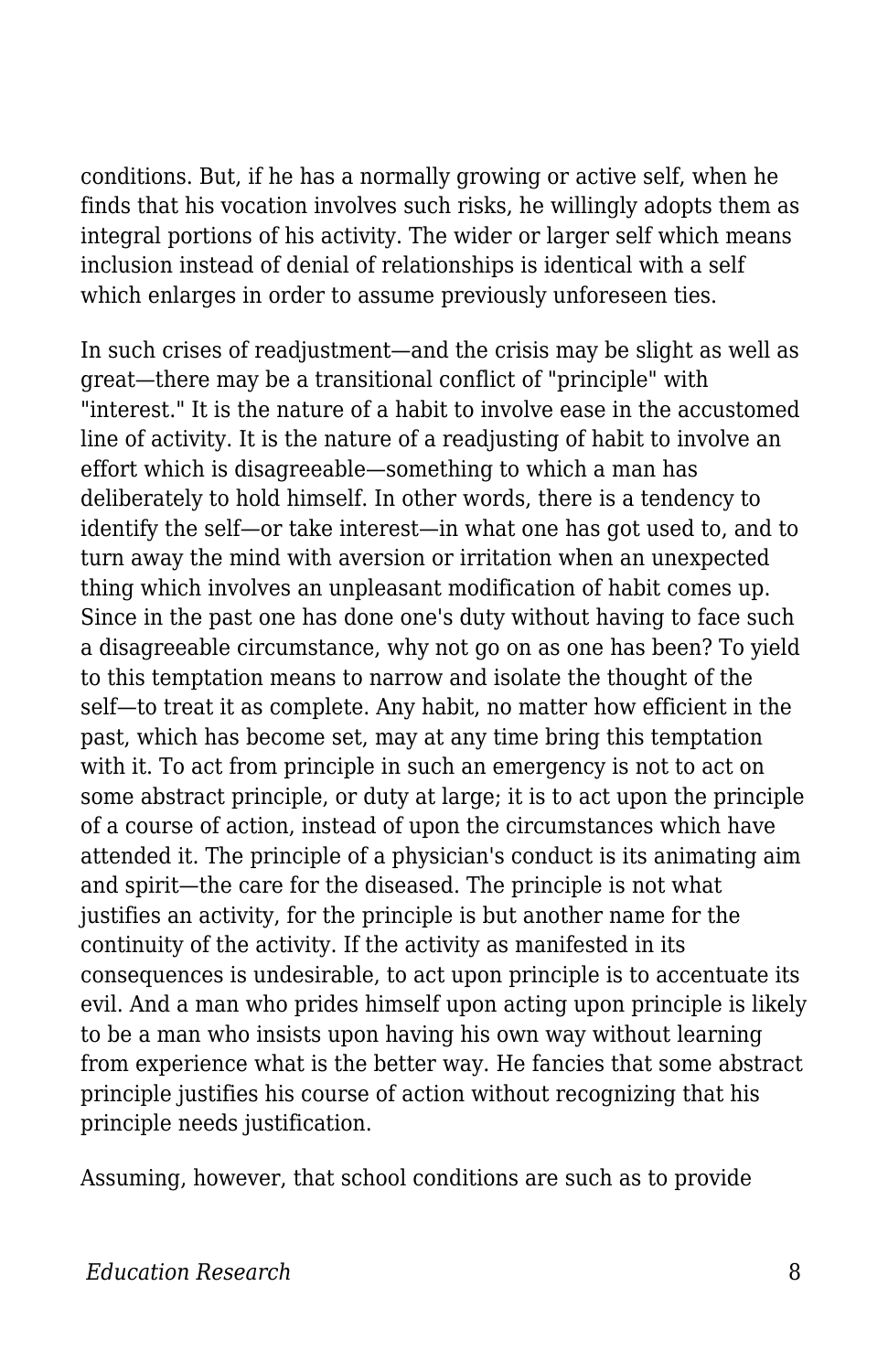conditions. But, if he has a normally growing or active self, when he finds that his vocation involves such risks, he willingly adopts them as integral portions of his activity. The wider or larger self which means inclusion instead of denial of relationships is identical with a self which enlarges in order to assume previously unforeseen ties.

In such crises of readjustment—and the crisis may be slight as well as great—there may be a transitional conflict of "principle" with "interest." It is the nature of a habit to involve ease in the accustomed line of activity. It is the nature of a readjusting of habit to involve an effort which is disagreeable—something to which a man has deliberately to hold himself. In other words, there is a tendency to identify the self—or take interest—in what one has got used to, and to turn away the mind with aversion or irritation when an unexpected thing which involves an unpleasant modification of habit comes up. Since in the past one has done one's duty without having to face such a disagreeable circumstance, why not go on as one has been? To yield to this temptation means to narrow and isolate the thought of the self—to treat it as complete. Any habit, no matter how efficient in the past, which has become set, may at any time bring this temptation with it. To act from principle in such an emergency is not to act on some abstract principle, or duty at large; it is to act upon the principle of a course of action, instead of upon the circumstances which have attended it. The principle of a physician's conduct is its animating aim and spirit—the care for the diseased. The principle is not what justifies an activity, for the principle is but another name for the continuity of the activity. If the activity as manifested in its consequences is undesirable, to act upon principle is to accentuate its evil. And a man who prides himself upon acting upon principle is likely to be a man who insists upon having his own way without learning from experience what is the better way. He fancies that some abstract principle justifies his course of action without recognizing that his principle needs justification.

Assuming, however, that school conditions are such as to provide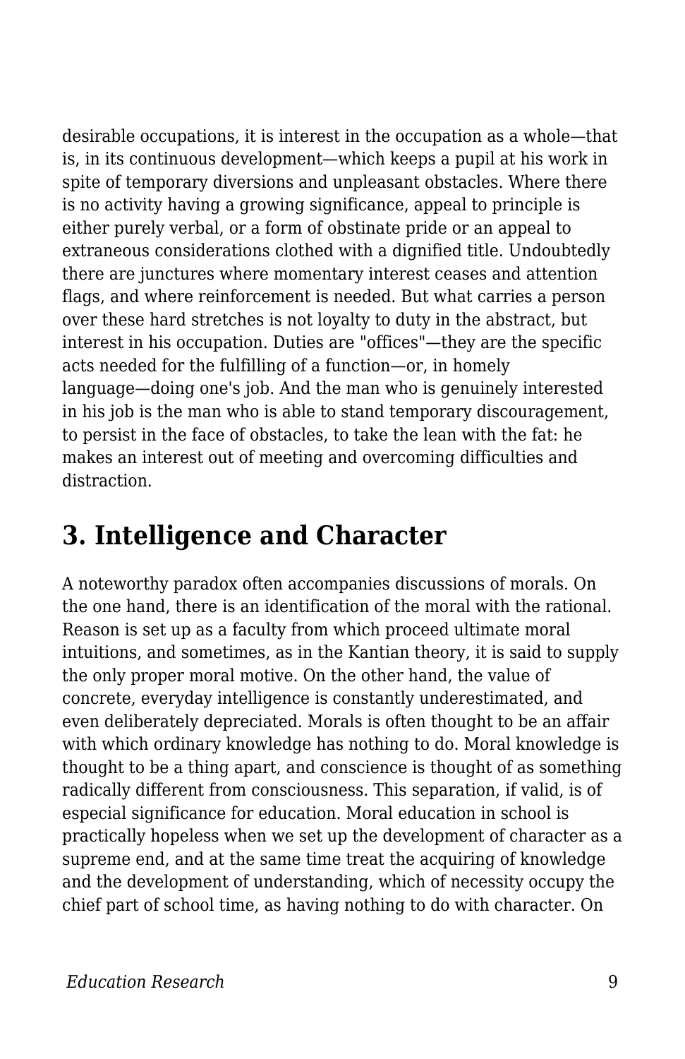desirable occupations, it is interest in the occupation as a whole—that is, in its continuous development—which keeps a pupil at his work in spite of temporary diversions and unpleasant obstacles. Where there is no activity having a growing significance, appeal to principle is either purely verbal, or a form of obstinate pride or an appeal to extraneous considerations clothed with a dignified title. Undoubtedly there are junctures where momentary interest ceases and attention flags, and where reinforcement is needed. But what carries a person over these hard stretches is not loyalty to duty in the abstract, but interest in his occupation. Duties are "offices"—they are the specific acts needed for the fulfilling of a function—or, in homely language—doing one's job. And the man who is genuinely interested in his job is the man who is able to stand temporary discouragement, to persist in the face of obstacles, to take the lean with the fat: he makes an interest out of meeting and overcoming difficulties and distraction.

## 3. Intelligence and Character

A noteworthy paradox often accompanies discussions of morals. On the one hand, there is an identification of the moral with the rational. Reason is set up as a faculty from which proceed ultimate moral intuitions, and sometimes, as in the Kantian theory, it is said to supply the only proper moral motive. On the other hand, the value of concrete, everyday intelligence is constantly underestimated, and even deliberately depreciated. Morals is often thought to be an affair with which ordinary knowledge has nothing to do. Moral knowledge is thought to be a thing apart, and conscience is thought of as something radically different from consciousness. This separation, if valid, is of especial significance for education. Moral education in school is practically hopeless when we set up the development of character as a supreme end, and at the same time treat the acquiring of knowledge and the development of understanding, which of necessity occupy the chief part of school time, as having nothing to do with character. On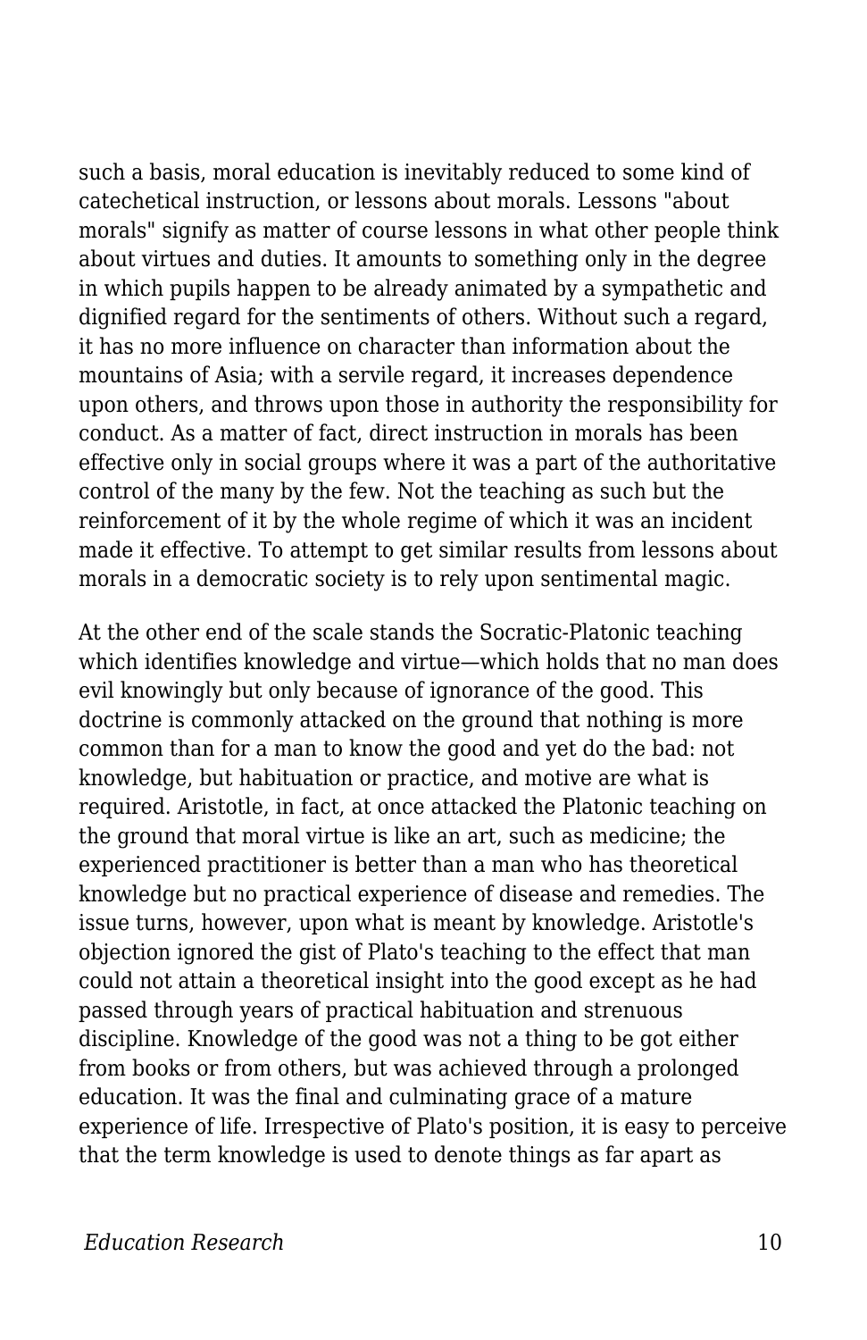such a basis, moral education is inevitably reduced to some kind of catechetical instruction, or lessons about morals. Lessons "about morals" signify as matter of course lessons in what other people think about virtues and duties. It amounts to something only in the degree in which pupils happen to be already animated by a sympathetic and dignified regard for the sentiments of others. Without such a regard, it has no more influence on character than information about the mountains of Asia; with a servile regard, it increases dependence upon others, and throws upon those in authority the responsibility for conduct. As a matter of fact, direct instruction in morals has been effective only in social groups where it was a part of the authoritative control of the many by the few. Not the teaching as such but the reinforcement of it by the whole regime of which it was an incident made it effective. To attempt to get similar results from lessons about morals in a democratic society is to rely upon sentimental magic.

At the other end of the scale stands the Socratic-Platonic teaching which identifies knowledge and virtue—which holds that no man does evil knowingly but only because of ignorance of the good. This doctrine is commonly attacked on the ground that nothing is more common than for a man to know the good and yet do the bad: not knowledge, but habituation or practice, and motive are what is required. Aristotle, in fact, at once attacked the Platonic teaching on the ground that moral virtue is like an art, such as medicine; the experienced practitioner is better than a man who has theoretical knowledge but no practical experience of disease and remedies. The issue turns, however, upon what is meant by knowledge. Aristotle's objection ignored the gist of Plato's teaching to the effect that man could not attain a theoretical insight into the good except as he had passed through years of practical habituation and strenuous discipline. Knowledge of the good was not a thing to be got either from books or from others, but was achieved through a prolonged education. It was the final and culminating grace of a mature experience of life. Irrespective of Plato's position, it is easy to perceive that the term knowledge is used to denote things as far apart as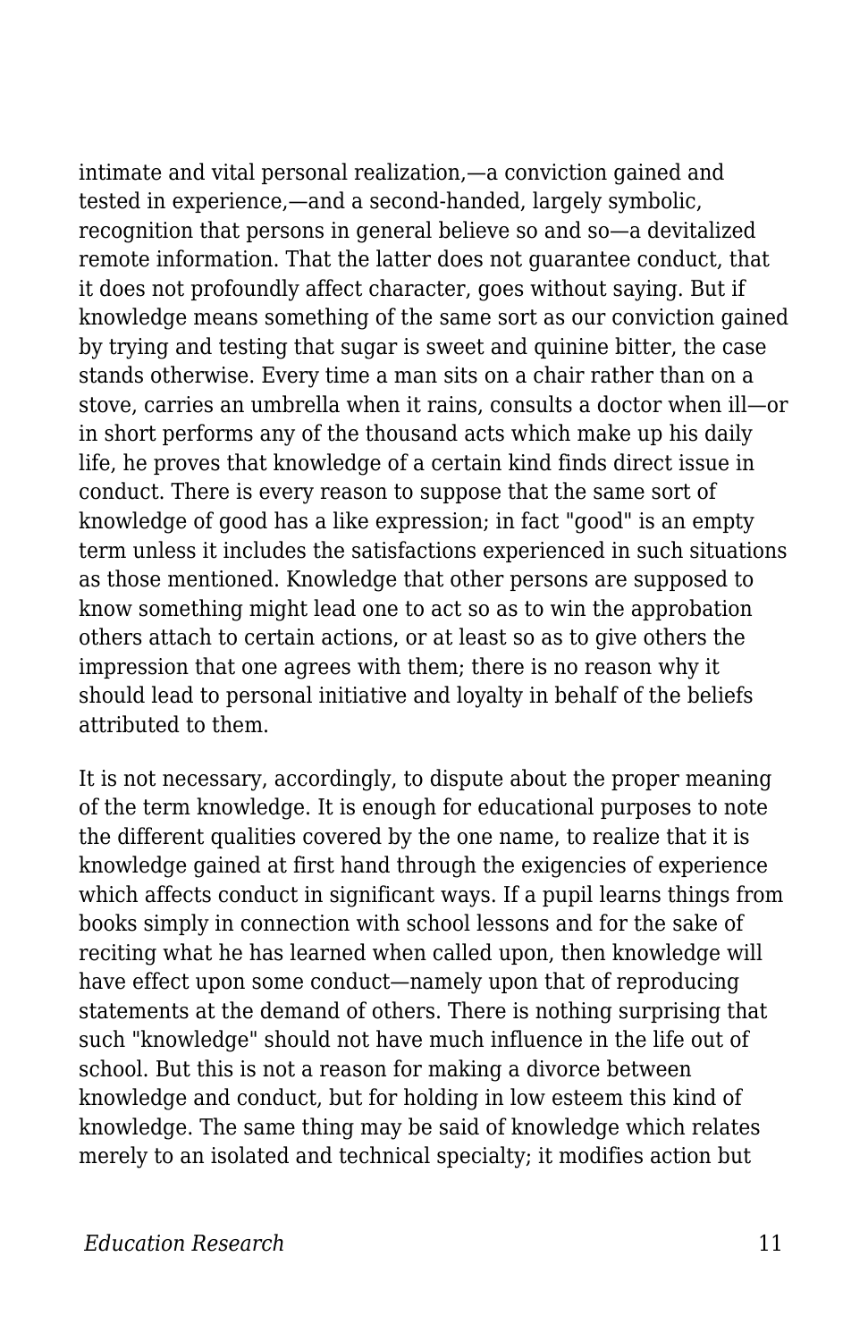intimate and vital personal realization,—a conviction gained and tested in experience,—and a second-handed, largely symbolic, recognition that persons in general believe so and so—a devitalized remote information. That the latter does not guarantee conduct, that it does not profoundly affect character, goes without saying. But if knowledge means something of the same sort as our conviction gained by trying and testing that sugar is sweet and quinine bitter, the case stands otherwise. Every time a man sits on a chair rather than on a stove, carries an umbrella when it rains, consults a doctor when ill—or in short performs any of the thousand acts which make up his daily life, he proves that knowledge of a certain kind finds direct issue in conduct. There is every reason to suppose that the same sort of knowledge of good has a like expression; in fact "good" is an empty term unless it includes the satisfactions experienced in such situations as those mentioned. Knowledge that other persons are supposed to know something might lead one to act so as to win the approbation others attach to certain actions, or at least so as to give others the impression that one agrees with them; there is no reason why it should lead to personal initiative and loyalty in behalf of the beliefs attributed to them.

It is not necessary, accordingly, to dispute about the proper meaning of the term knowledge. It is enough for educational purposes to note the different qualities covered by the one name, to realize that it is knowledge gained at first hand through the exigencies of experience which affects conduct in significant ways. If a pupil learns things from books simply in connection with school lessons and for the sake of reciting what he has learned when called upon, then knowledge will have effect upon some conduct—namely upon that of reproducing statements at the demand of others. There is nothing surprising that such "knowledge" should not have much influence in the life out of school. But this is not a reason for making a divorce between knowledge and conduct, but for holding in low esteem this kind of knowledge. The same thing may be said of knowledge which relates merely to an isolated and technical specialty; it modifies action but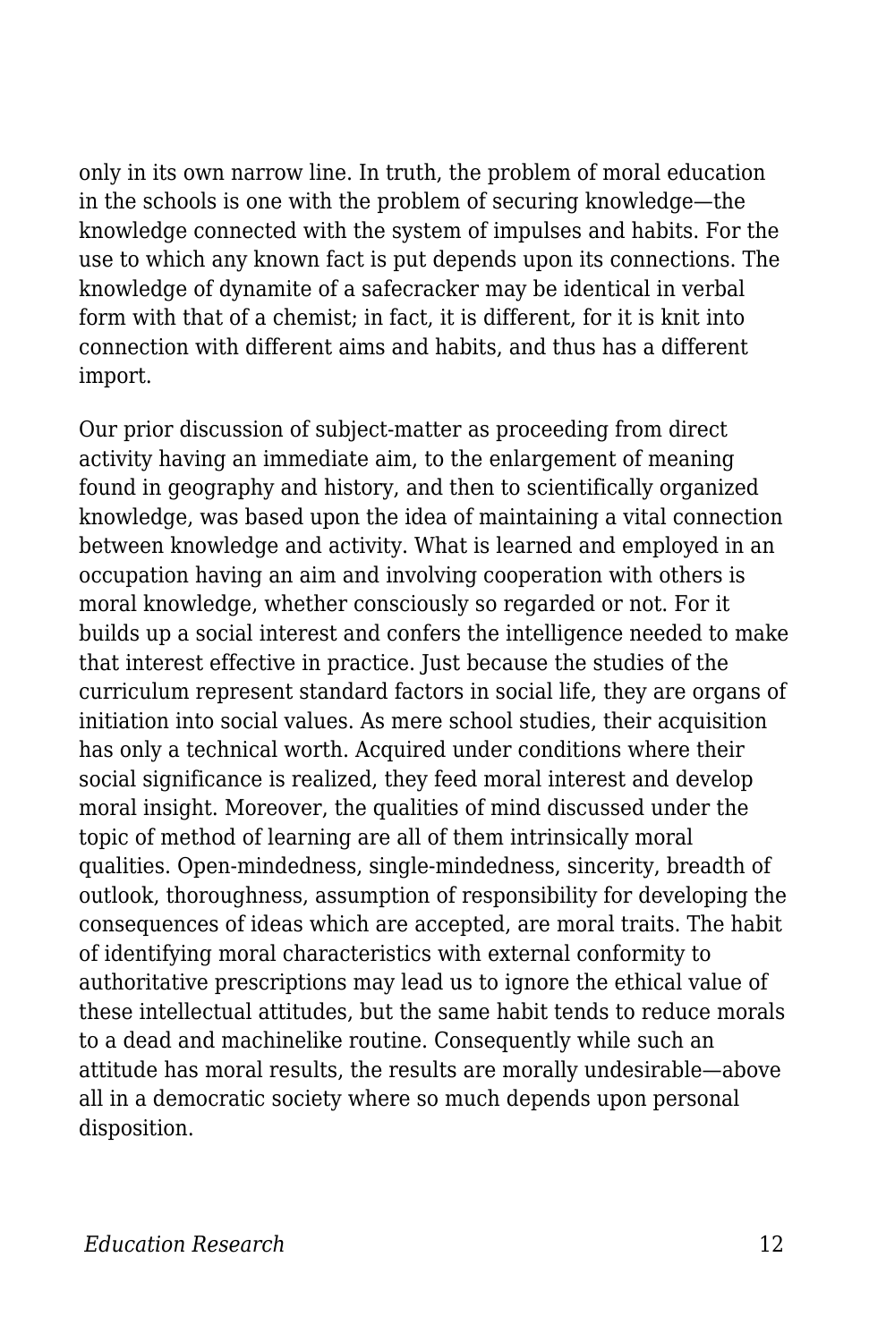only in its own narrow line. In truth, the problem of moral education in the schools is one with the problem of securing knowledge—the knowledge connected with the system of impulses and habits. For the use to which any known fact is put depends upon its connections. The knowledge of dynamite of a safecracker may be identical in verbal form with that of a chemist; in fact, it is different, for it is knit into connection with different aims and habits, and thus has a different import.

Our prior discussion of subject-matter as proceeding from direct activity having an immediate aim, to the enlargement of meaning found in geography and history, and then to scientifically organized knowledge, was based upon the idea of maintaining a vital connection between knowledge and activity. What is learned and employed in an occupation having an aim and involving cooperation with others is moral knowledge, whether consciously so regarded or not. For it builds up a social interest and confers the intelligence needed to make that interest effective in practice. Just because the studies of the curriculum represent standard factors in social life, they are organs of initiation into social values. As mere school studies, their acquisition has only a technical worth. Acquired under conditions where their social significance is realized, they feed moral interest and develop moral insight. Moreover, the qualities of mind discussed under the topic of method of learning are all of them intrinsically moral qualities. Open-mindedness, single-mindedness, sincerity, breadth of outlook, thoroughness, assumption of responsibility for developing the consequences of ideas which are accepted, are moral traits. The habit of identifying moral characteristics with external conformity to authoritative prescriptions may lead us to ignore the ethical value of these intellectual attitudes, but the same habit tends to reduce morals to a dead and machinelike routine. Consequently while such an attitude has moral results, the results are morally undesirable—above all in a democratic society where so much depends upon personal disposition.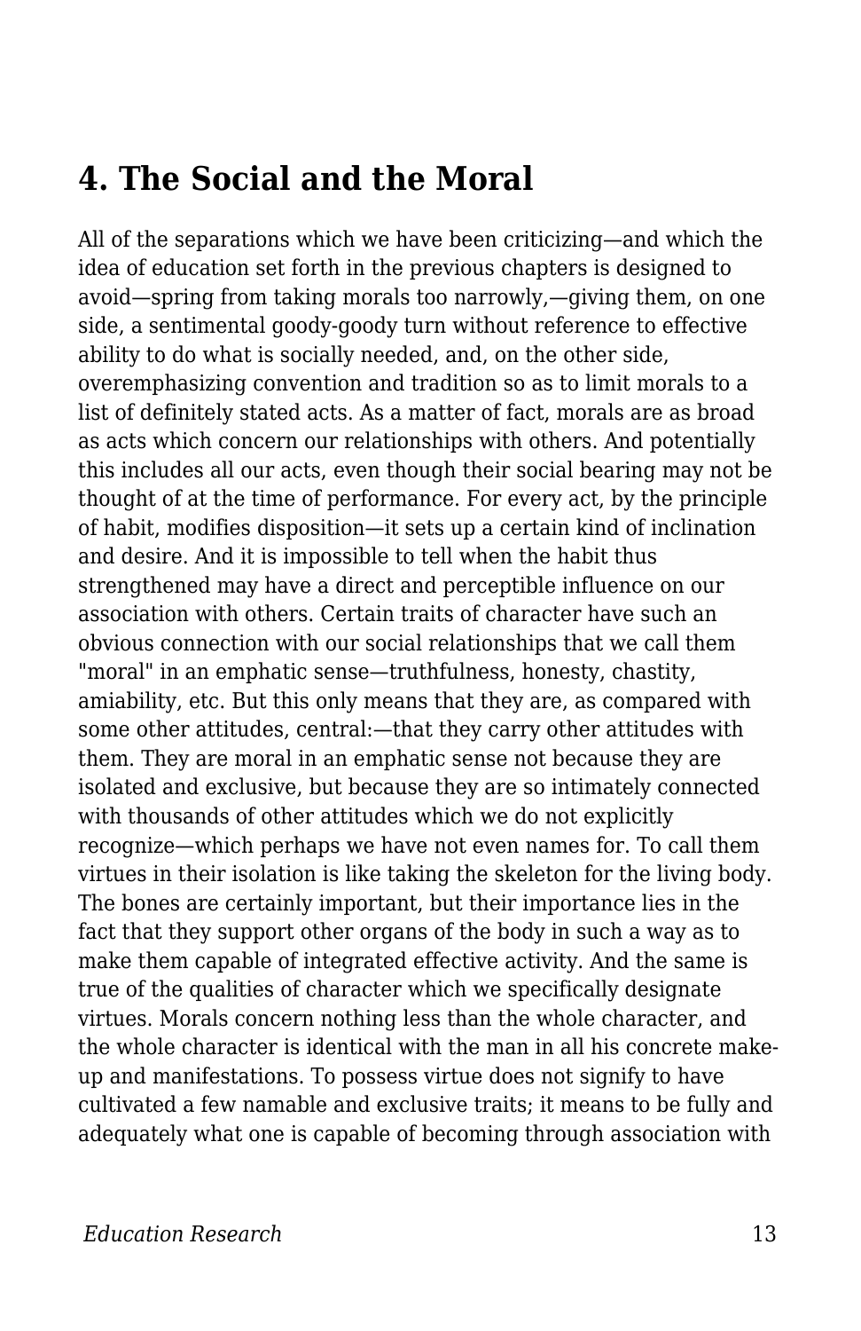## 4. The Social and the Moral

All of the separations which we have been criticizing—and which the idea of education set forth in the previous chapters is designed to avoid—spring from taking morals too narrowly,—giving them, on one side, a sentimental goody-goody turn without reference to effective ability to do what is socially needed, and, on the other side, overemphasizing convention and tradition so as to limit morals to a list of definitely stated acts. As a matter of fact, morals are as broad as acts which concern our relationships with others. And potentially this includes all our acts, even though their social bearing may not be thought of at the time of performance. For every act, by the principle of habit, modifies disposition—it sets up a certain kind of inclination and desire. And it is impossible to tell when the habit thus strengthened may have a direct and perceptible influence on our association with others. Certain traits of character have such an obvious connection with our social relationships that we call them "moral" in an emphatic sense—truthfulness, honesty, chastity, amiability, etc. But this only means that they are, as compared with some other attitudes, central:—that they carry other attitudes with them. They are moral in an emphatic sense not because they are isolated and exclusive, but because they are so intimately connected with thousands of other attitudes which we do not explicitly recognize—which perhaps we have not even names for. To call them virtues in their isolation is like taking the skeleton for the living body. The bones are certainly important, but their importance lies in the fact that they support other organs of the body in such a way as to make them capable of integrated effective activity. And the same is true of the qualities of character which we specifically designate virtues. Morals concern nothing less than the whole character, and the whole character is identical with the man in all his concrete make-up and manifestations. To possess virtue does not signify to have cultivated a few namable and exclusive traits; it means to be fully and adequately what one is capable of becoming through association with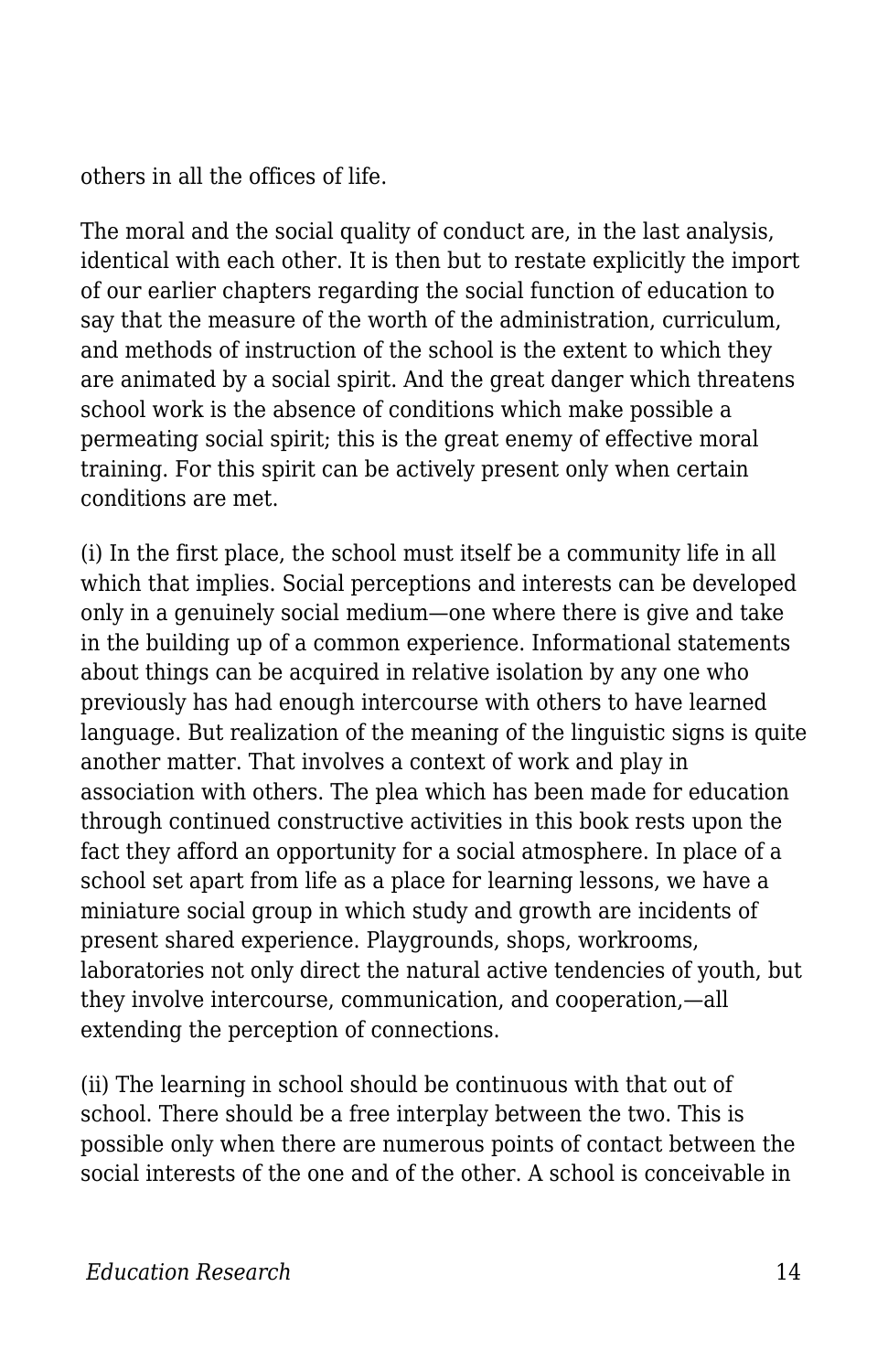others in all the offices of life.

The moral and the social quality of conduct are, in the last analysis, identical with each other. It is then but to restate explicitly the import of our earlier chapters regarding the social function of education to say that the measure of the worth of the administration, curriculum, and methods of instruction of the school is the extent to which they are animated by a social spirit. And the great danger which threatens school work is the absence of conditions which make possible a permeating social spirit; this is the great enemy of effective moral training. For this spirit can be actively present only when certain conditions are met.

(i) In the first place, the school must itself be a community life in all which that implies. Social perceptions and interests can be developed only in a genuinely social medium—one where there is give and take in the building up of a common experience. Informational statements about things can be acquired in relative isolation by any one who previously has had enough intercourse with others to have learned language. But realization of the meaning of the linguistic signs is quite another matter. That involves a context of work and play in association with others. The plea which has been made for education through continued constructive activities in this book rests upon the fact they afford an opportunity for a social atmosphere. In place of a school set apart from life as a place for learning lessons, we have a miniature social group in which study and growth are incidents of present shared experience. Playgrounds, shops, workrooms, laboratories not only direct the natural active tendencies of youth, but they involve intercourse, communication, and cooperation,—all extending the perception of connections.

(ii) The learning in school should be continuous with that out of school. There should be a free interplay between the two. This is possible only when there are numerous points of contact between the social interests of the one and of the other. A school is conceivable in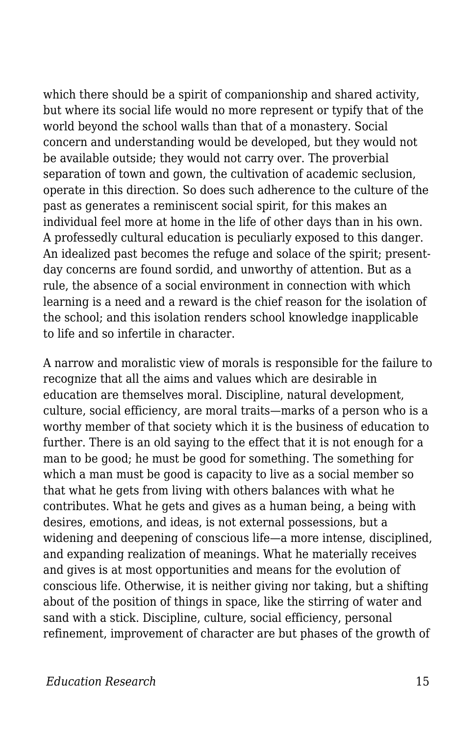which there should be a spirit of companionship and shared activity, but where its social life would no more represent or typify that of the world beyond the school walls than that of a monastery. Social concern and understanding would be developed, but they would not be available outside; they would not carry over. The proverbial separation of town and gown, the cultivation of academic seclusion, operate in this direction. So does such adherence to the culture of the past as generates a reminiscent social spirit, for this makes an individual feel more at home in the life of other days than in his own. A professedly cultural education is peculiarly exposed to this danger. An idealized past becomes the refuge and solace of the spirit; present-day concerns are found sordid, and unworthy of attention. But as a rule, the absence of a social environment in connection with which learning is a need and a reward is the chief reason for the isolation of the school; and this isolation renders school knowledge inapplicable to life and so infertile in character.

A narrow and moralistic view of morals is responsible for the failure to recognize that all the aims and values which are desirable in education are themselves moral. Discipline, natural development, culture, social efficiency, are moral traits—marks of a person who is a worthy member of that society which it is the business of education to further. There is an old saying to the effect that it is not enough for a man to be good; he must be good for something. The something for which a man must be good is capacity to live as a social member so that what he gets from living with others balances with what he contributes. What he gets and gives as a human being, a being with desires, emotions, and ideas, is not external possessions, but a widening and deepening of conscious life—a more intense, disciplined, and expanding realization of meanings. What he materially receives and gives is at most opportunities and means for the evolution of conscious life. Otherwise, it is neither giving nor taking, but a shifting about of the position of things in space, like the stirring of water and sand with a stick. Discipline, culture, social efficiency, personal refinement, improvement of character are but phases of the growth of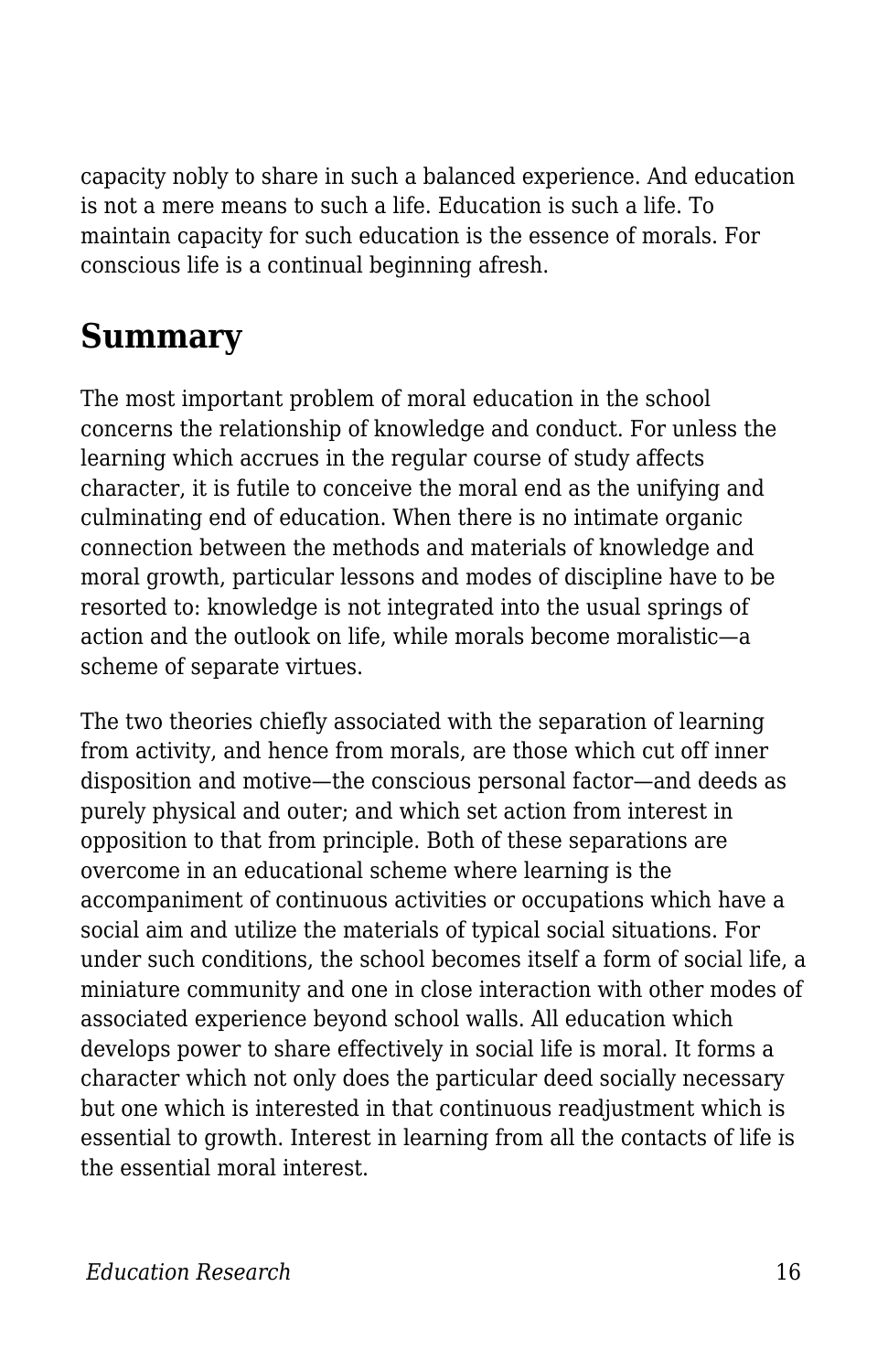capacity nobly to share in such a balanced experience. And education is not a mere means to such a life. Education is such a life. To maintain capacity for such education is the essence of morals. For conscious life is a continual beginning afresh.

## Summary

The most important problem of moral education in the school concerns the relationship of knowledge and conduct. For unless the learning which accrues in the regular course of study affects character, it is futile to conceive the moral end as the unifying and culminating end of education. When there is no intimate organic connection between the methods and materials of knowledge and moral growth, particular lessons and modes of discipline have to be resorted to: knowledge is not integrated into the usual springs of action and the outlook on life, while morals become moralistic—a scheme of separate virtues.

The two theories chiefly associated with the separation of learning from activity, and hence from morals, are those which cut off inner disposition and motive—the conscious personal factor—and deeds as purely physical and outer; and which set action from interest in opposition to that from principle. Both of these separations are overcome in an educational scheme where learning is the accompaniment of continuous activities or occupations which have a social aim and utilize the materials of typical social situations. For under such conditions, the school becomes itself a form of social life, a miniature community and one in close interaction with other modes of associated experience beyond school walls. All education which develops power to share effectively in social life is moral. It forms a character which not only does the particular deed socially necessary but one which is interested in that continuous readjustment which is essential to growth. Interest in learning from all the contacts of life is the essential moral interest.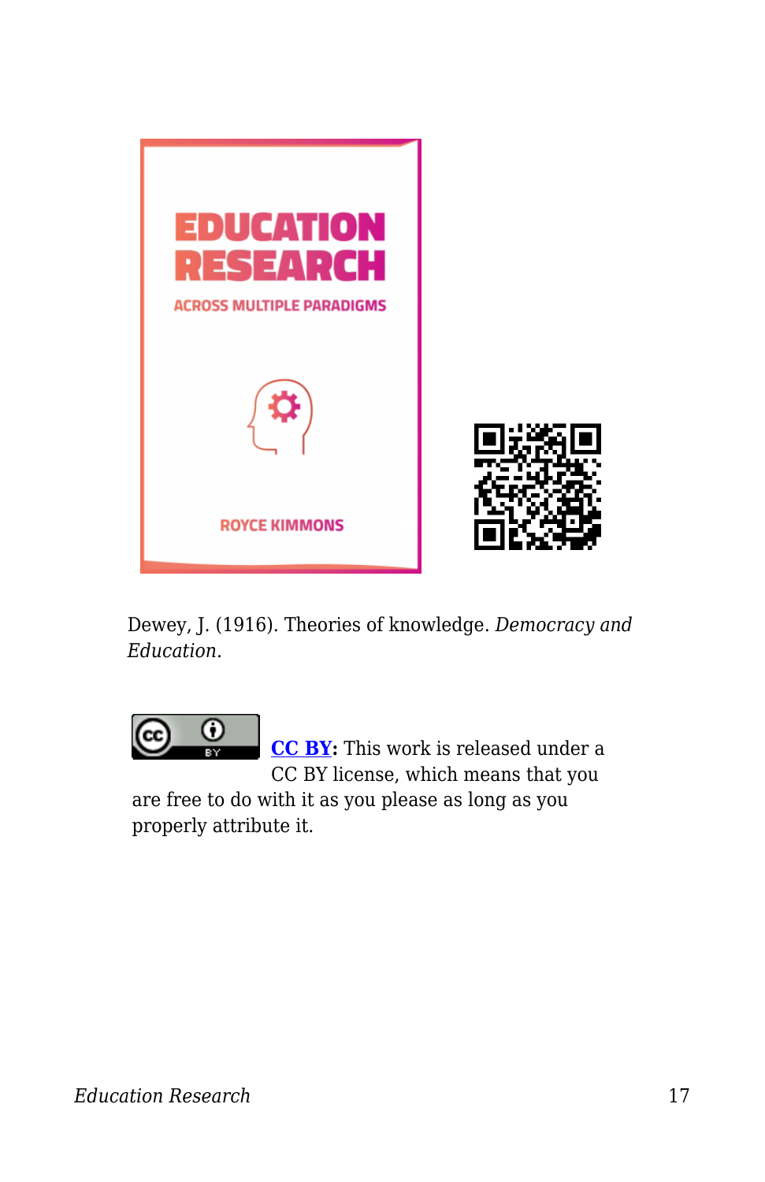Dewey, J. (1916). Theories of knowledge. *Democracy and Education*.

**CC BY:** This work is released under a CC BY license, which means that you are free to do with it as you please as long as you properly attribute it.